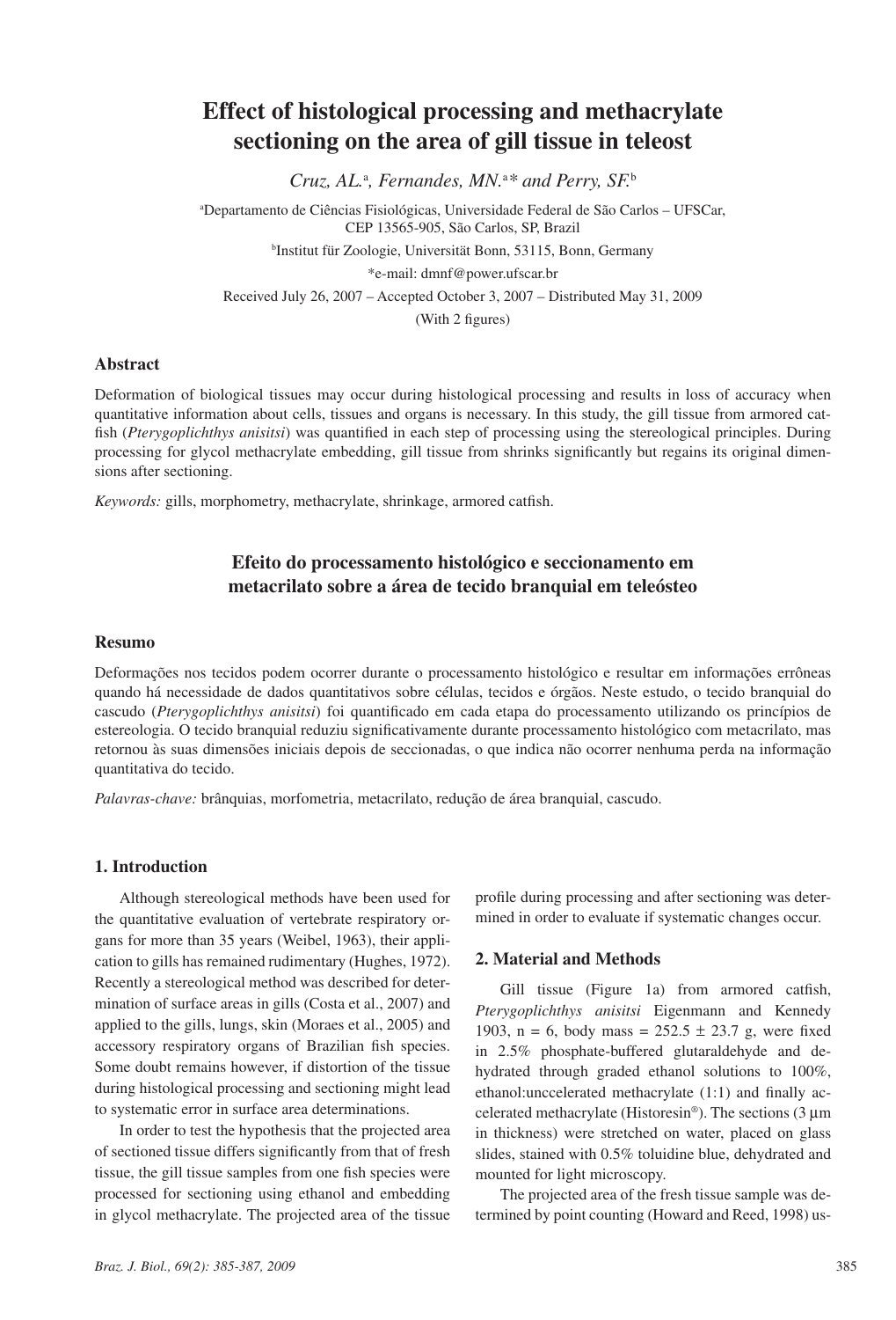# Effect of histological processing and methacrylate sectioning on the area of gill tissue in teleost

*Cruz, AL.*[a], *Fernandes, MN.*[a*] *and Perry, SF.*[b]

[a]Departamento de Ciências Fisiológicas, Universidade Federal de São Carlos – UFSCar, CEP 13565-905, São Carlos, SP, Brazil

[b]Institut für Zoologie, Universität Bonn, 53115, Bonn, Germany

*e-mail: dmnf@power.ufscar.br

Received July 26, 2007 – Accepted October 3, 2007 – Distributed May 31, 2009

(With 2 figures)

## Abstract

Deformation of biological tissues may occur during histological processing and results in loss of accuracy when quantitative information about cells, tissues and organs is necessary. In this study, the gill tissue from armored catfish (*Pterygoplichthys anisitsi*) was quantified in each step of processing using the stereological principles. During processing for glycol methacrylate embedding, gill tissue from shrinks significantly but regains its original dimensions after sectioning.

*Keywords:* gills, morphometry, methacrylate, shrinkage, armored catfish.

## Efeito do processamento histológico e seccionamento em metacrilato sobre a área de tecido branquial em teleósteo

## Resumo

Deformações nos tecidos podem ocorrer durante o processamento histológico e resultar em informações errôneas quando há necessidade de dados quantitativos sobre células, tecidos e órgãos. Neste estudo, o tecido branquial do cascudo (*Pterygoplichthys anisitsi*) foi quantificado em cada etapa do processamento utilizando os princípios de estereologia. O tecido branquial reduziu significativamente durante processamento histológico com metacrilato, mas retornou às suas dimensões iniciais depois de seccionadas, o que indica não ocorrer nenhuma perda na informação quantitativa do tecido.

*Palavras-chave:* brânquias, morfometria, metacrilato, redução de área branquial, cascudo.

## 1. Introduction

Although stereological methods have been used for the quantitative evaluation of vertebrate respiratory organs for more than 35 years (Weibel, 1963), their application to gills has remained rudimentary (Hughes, 1972). Recently a stereological method was described for determination of surface areas in gills (Costa et al., 2007) and applied to the gills, lungs, skin (Moraes et al., 2005) and accessory respiratory organs of Brazilian fish species. Some doubt remains however, if distortion of the tissue during histological processing and sectioning might lead to systematic error in surface area determinations.

In order to test the hypothesis that the projected area of sectioned tissue differs significantly from that of fresh tissue, the gill tissue samples from one fish species were processed for sectioning using ethanol and embedding in glycol methacrylate. The projected area of the tissue profile during processing and after sectioning was determined in order to evaluate if systematic changes occur.

## 2. Material and Methods

Gill tissue (Figure 1a) from armored catfish, *Pterygoplichthys anisitsi* Eigenmann and Kennedy 1903, n = 6, body mass = 252.5 ± 23.7 g, were fixed in 2.5% phosphate-buffered glutaraldehyde and dehydrated through graded ethanol solutions to 100%, ethanol:unccelerated methacrylate (1:1) and finally accelerated methacrylate (Historesin®). The sections (3 µm in thickness) were stretched on water, placed on glass slides, stained with 0.5% toluidine blue, dehydrated and mounted for light microscopy.

The projected area of the fresh tissue sample was determined by point counting (Howard and Reed, 1998) us-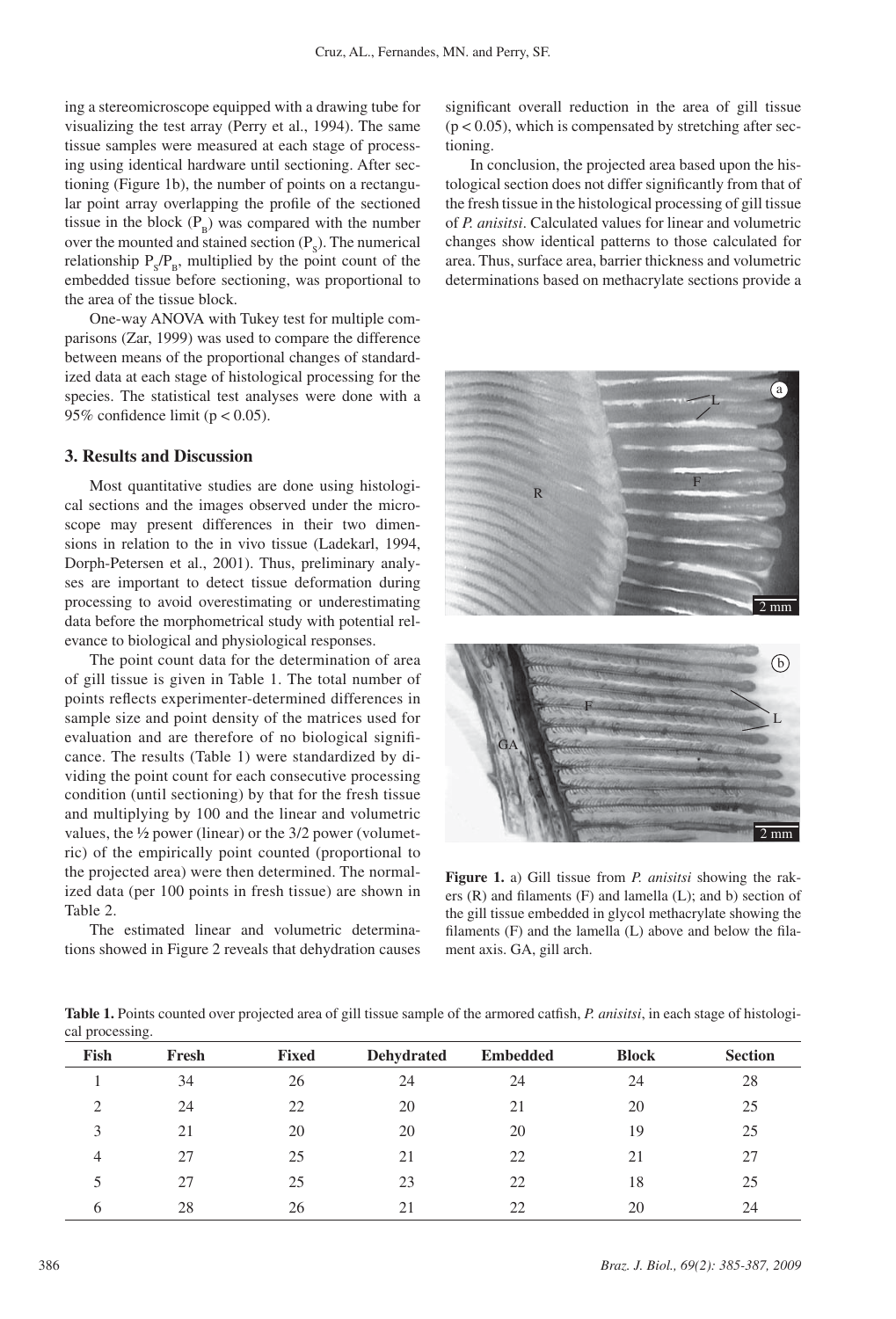ing a stereomicroscope equipped with a drawing tube for visualizing the test array (Perry et al., 1994). The same tissue samples were measured at each stage of processing using identical hardware until sectioning. After sectioning (Figure 1b), the number of points on a rectangular point array overlapping the profile of the sectioned tissue in the block ($P_B$) was compared with the number over the mounted and stained section ($P_S$). The numerical relationship $P_S/P_B$, multiplied by the point count of the embedded tissue before sectioning, was proportional to the area of the tissue block.

One-way ANOVA with Tukey test for multiple comparisons (Zar, 1999) was used to compare the difference between means of the proportional changes of standardized data at each stage of histological processing for the species. The statistical test analyses were done with a 95% confidence limit ($p < 0.05$).

## 3. Results and Discussion

Most quantitative studies are done using histological sections and the images observed under the microscope may present differences in their two dimensions in relation to the in vivo tissue (Ladekarl, 1994, Dorph-Petersen et al., 2001). Thus, preliminary analyses are important to detect tissue deformation during processing to avoid overestimating or underestimating data before the morphometrical study with potential relevance to biological and physiological responses.

The point count data for the determination of area of gill tissue is given in Table 1. The total number of points reflects experimenter-determined differences in sample size and point density of the matrices used for evaluation and are therefore of no biological significance. The results (Table 1) were standardized by dividing the point count for each consecutive processing condition (until sectioning) by that for the fresh tissue and multiplying by 100 and the linear and volumetric values, the ½ power (linear) or the 3/2 power (volumetric) of the empirically point counted (proportional to the projected area) were then determined. The normalized data (per 100 points in fresh tissue) are shown in Table 2.

The estimated linear and volumetric determinations showed in Figure 2 reveals that dehydration causes significant overall reduction in the area of gill tissue ($p < 0.05$), which is compensated by stretching after sectioning.

In conclusion, the projected area based upon the histological section does not differ significantly from that of the fresh tissue in the histological processing of gill tissue of *P. anisitsi*. Calculated values for linear and volumetric changes show identical patterns to those calculated for area. Thus, surface area, barrier thickness and volumetric determinations based on methacrylate sections provide a

**Figure 1.** a) Gill tissue from *P. anisitsi* showing the rakers (R) and filaments (F) and lamella (L); and b) section of the gill tissue embedded in glycol methacrylate showing the filaments (F) and the lamella (L) above and below the filament axis. GA, gill arch.

**Table 1.** Points counted over projected area of gill tissue sample of the armored catfish, *P. anisitsi*, in each stage of histological processing.

| Fish | Fresh | Fixed | Dehydrated | Embedded | Block | Section |
|---|---|---|---|---|---|---|
| 1 | 34 | 26 | 24 | 24 | 24 | 28 |
| 2 | 24 | 22 | 20 | 21 | 20 | 25 |
| 3 | 21 | 20 | 20 | 20 | 19 | 25 |
| 4 | 27 | 25 | 21 | 22 | 21 | 27 |
| 5 | 27 | 25 | 23 | 22 | 18 | 25 |
| 6 | 28 | 26 | 21 | 22 | 20 | 24 |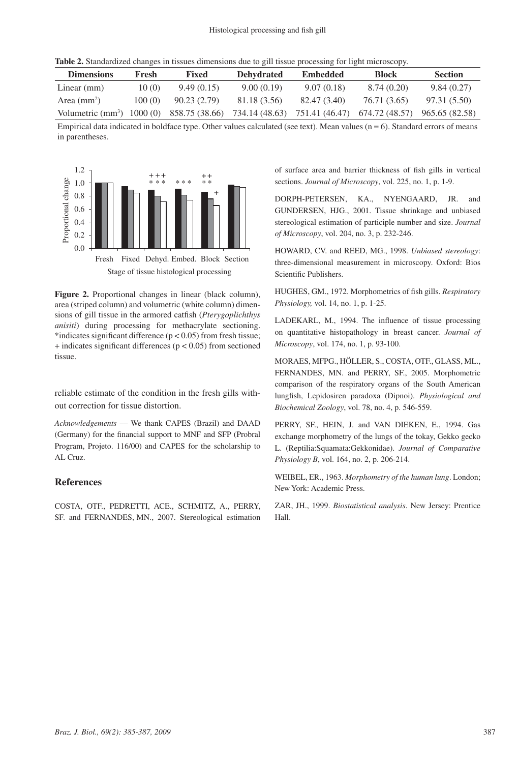**Table 2.** Standardized changes in tissues dimensions due to gill tissue processing for light microscopy.

| Dimensions | Fresh | Fixed | Dehydrated | Embedded | Block | Section |
|---|---|---|---|---|---|---|
| Linear (mm) | **10 (0)** | **9.49 (0.15)** | **9.00 (0.19)** | **9.07 (0.18)** | **8.74 (0.20)** | **9.84 (0.27)** |
| Area ($mm^2$) | 100 (0) | 90.23 (2.79) | 81.18 (3.56) | 82.47 (3.40) | 76.71 (3.65) | 97.31 (5.50) |
| Volumetric ($mm^3$) | 1000 (0) | 858.75 (38.66) | 734.14 (48.63) | 751.41 (46.47) | 674.72 (48.57) | 965.65 (82.58) |

Empirical data indicated in boldface type. Other values calculated (see text). Mean values (n = 6). Standard errors of means in parentheses.

1.2
1.0
0.8
0.6
0.4
0.2
0.0

Proportional change

+++
* * *
* * *
++
* *
+

Fresh Fixed Dehyd. Embed. Block Section

Stage of tissue histological processing

**Figure 2.** Proportional changes in linear (black column), area (striped column) and volumetric (white column) dimensions of gill tissue in the armored catfish (*Pterygoplichthys anisiti*) during processing for methacrylate sectioning. *indicates significant difference ($p < 0.05$) from fresh tissue; + indicates significant differences ($p < 0.05$) from sectioned tissue.

reliable estimate of the condition in the fresh gills without correction for tissue distortion.

*Acknowledgements* — We thank CAPES (Brazil) and DAAD (Germany) for the financial support to MNF and SFP (Probral Program, Projeto. 116/00) and CAPES for the scholarship to AL Cruz.

## References

COSTA, OTF., PEDRETTI, ACE., SCHMITZ, A., PERRY, SF. and FERNANDES, MN., 2007. Stereological estimation of surface area and barrier thickness of fish gills in vertical sections. *Journal of Microscopy*, vol. 225, no. 1, p. 1-9.

DORPH-PETERSEN, KA., NYENGAARD, JR. and GUNDERSEN, HJG., 2001. Tissue shrinkage and unbiased stereological estimation of participle number and size. *Journal of Microscopy*, vol. 204, no. 3, p. 232-246.

HOWARD, CV. and REED, MG., 1998. *Unbiased stereology*: three-dimensional measurement in microscopy. Oxford: Bios Scientific Publishers.

HUGHES, GM., 1972. Morphometrics of fish gills. *Respiratory Physiology,* vol. 14, no. 1, p. 1-25.

LADEKARL, M., 1994. The influence of tissue processing on quantitative histopathology in breast cancer. *Journal of Microscopy*, vol. 174, no. 1, p. 93-100.

MORAES, MFPG., HÖLLER, S., COSTA, OTF., GLASS, ML., FERNANDES, MN. and PERRY, SF., 2005. Morphometric comparison of the respiratory organs of the South American lungfish, Lepidosiren paradoxa (Dipnoi). *Physiological and Biochemical Zoology*, vol. 78, no. 4, p. 546-559.

PERRY, SF., HEIN, J. and VAN DIEKEN, E., 1994. Gas exchange morphometry of the lungs of the tokay, Gekko gecko L. (Reptilia:Squamata:Gekkonidae). *Journal of Comparative Physiology B*, vol. 164, no. 2, p. 206-214.

WEIBEL, ER., 1963. *Morphometry of the human lung*. London; New York: Academic Press.

ZAR, JH., 1999. *Biostatistical analysis*. New Jersey: Prentice Hall.